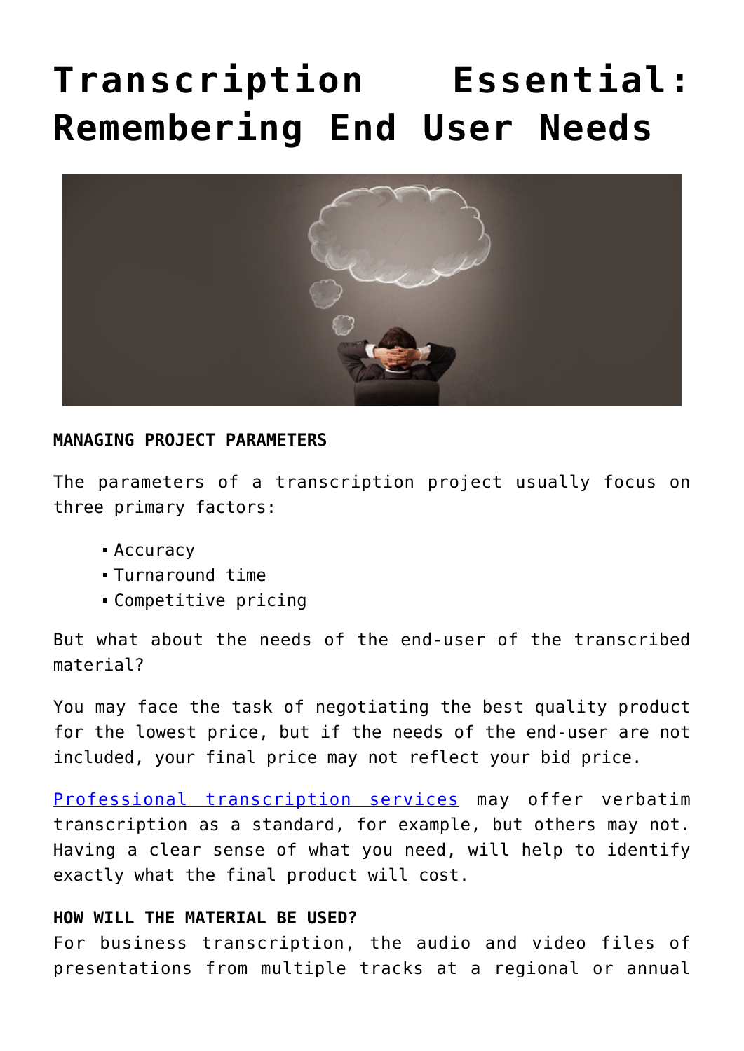# Transcription Essential: Remembering End User Needs

**MANAGING PROJECT PARAMETERS**

The parameters of a transcription project usually focus on three primary factors:

- Accuracy
- Turnaround time
- Competitive pricing

But what about the needs of the end-user of the transcribed material?

You may face the task of negotiating the best quality product for the lowest price, but if the needs of the end-user are not included, your final price may not reflect your bid price.

Professional transcription services may offer verbatim transcription as a standard, for example, but others may not. Having a clear sense of what you need, will help to identify exactly what the final product will cost.

**HOW WILL THE MATERIAL BE USED?**

For business transcription, the audio and video files of presentations from multiple tracks at a regional or annual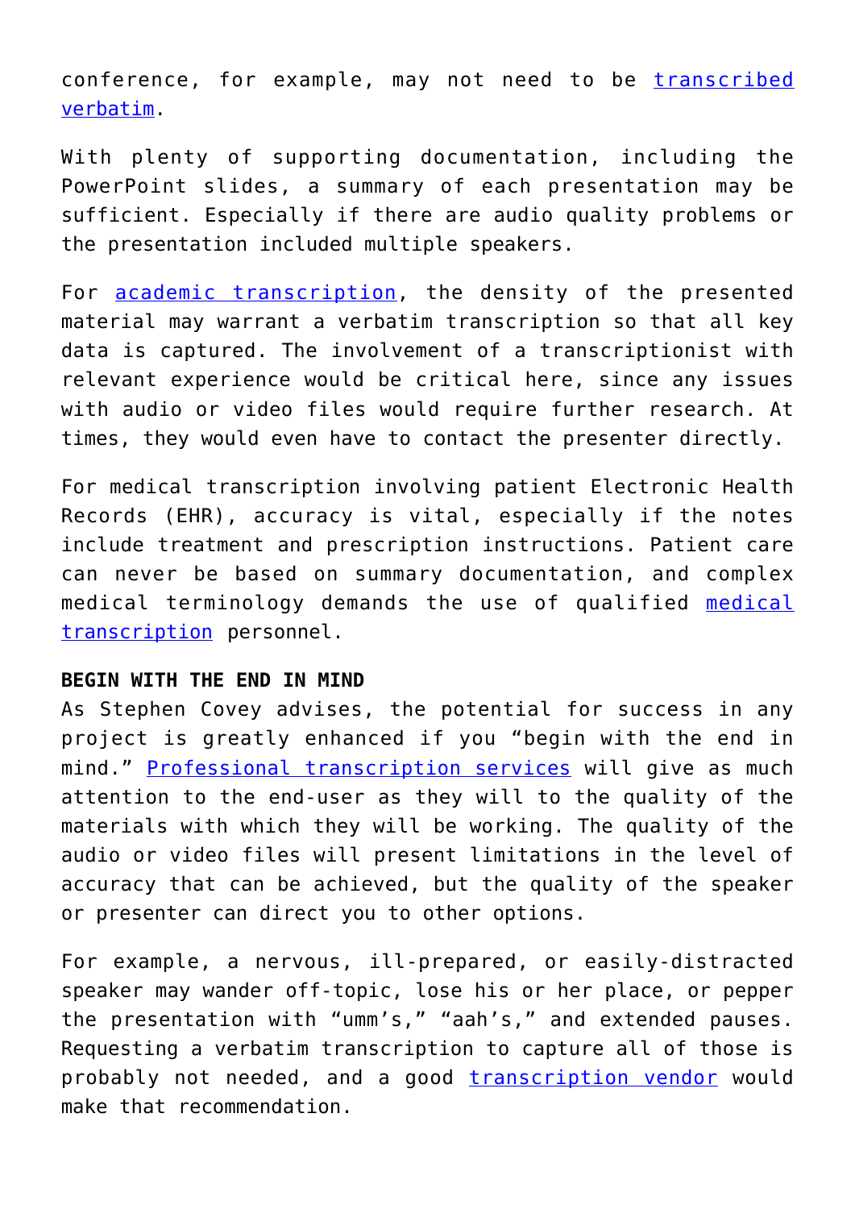conference, for example, may not need to be [transcribed verbatim](#).

With plenty of supporting documentation, including the PowerPoint slides, a summary of each presentation may be sufficient. Especially if there are audio quality problems or the presentation included multiple speakers.

For [academic transcription](#), the density of the presented material may warrant a verbatim transcription so that all key data is captured. The involvement of a transcriptionist with relevant experience would be critical here, since any issues with audio or video files would require further research. At times, they would even have to contact the presenter directly.

For medical transcription involving patient Electronic Health Records (EHR), accuracy is vital, especially if the notes include treatment and prescription instructions. Patient care can never be based on summary documentation, and complex medical terminology demands the use of qualified [medical transcription](#) personnel.

**BEGIN WITH THE END IN MIND**

As Stephen Covey advises, the potential for success in any project is greatly enhanced if you "begin with the end in mind." [Professional transcription services](#) will give as much attention to the end-user as they will to the quality of the materials with which they will be working. The quality of the audio or video files will present limitations in the level of accuracy that can be achieved, but the quality of the speaker or presenter can direct you to other options.

For example, a nervous, ill-prepared, or easily-distracted speaker may wander off-topic, lose his or her place, or pepper the presentation with "umm's," "aah's," and extended pauses. Requesting a verbatim transcription to capture all of those is probably not needed, and a good [transcription vendor](#) would make that recommendation.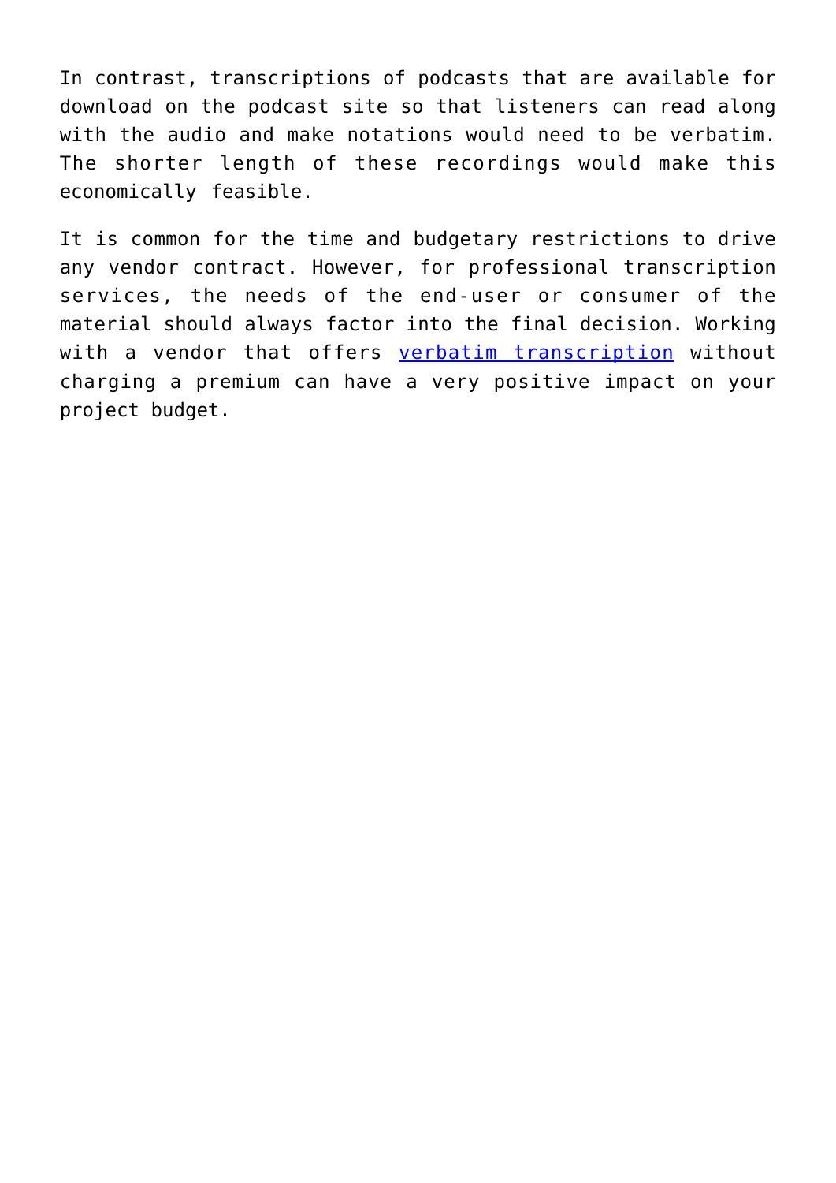In contrast, transcriptions of podcasts that are available for download on the podcast site so that listeners can read along with the audio and make notations would need to be verbatim. The shorter length of these recordings would make this economically feasible.

It is common for the time and budgetary restrictions to drive any vendor contract. However, for professional transcription services, the needs of the end-user or consumer of the material should always factor into the final decision. Working with a vendor that offers verbatim transcription without charging a premium can have a very positive impact on your project budget.